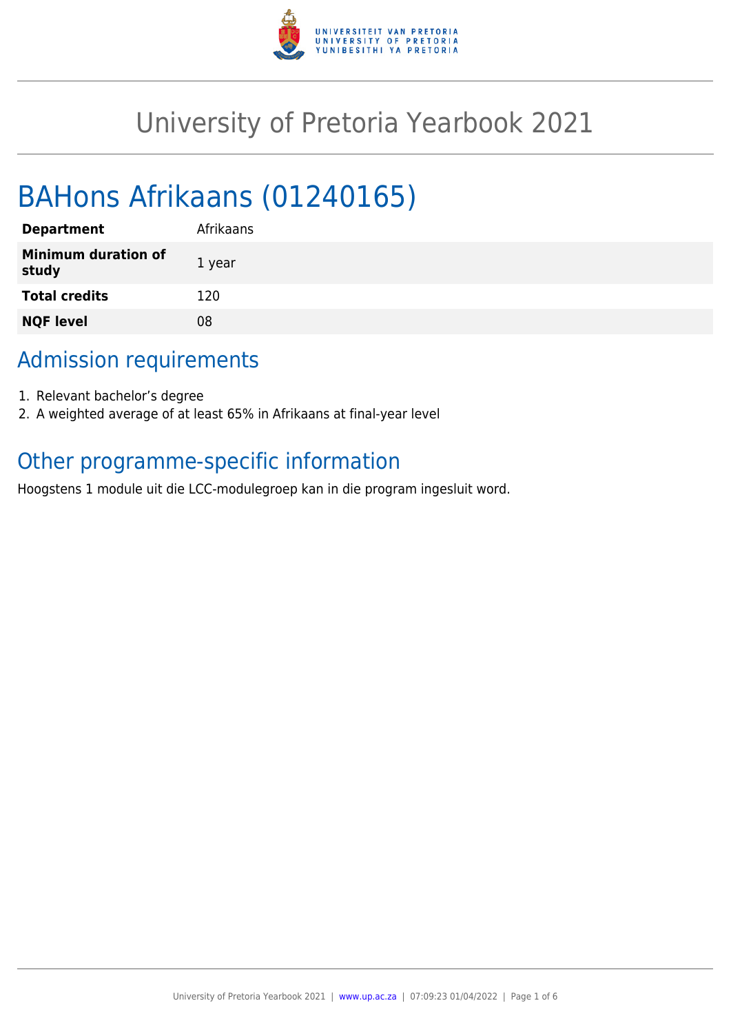# University of Pretoria Yearbook 2021

## BAHons Afrikaans (01240165)

| | |
|---|---|
| **Department** | Afrikaans |
| **Minimum duration of study** | 1 year |
| **Total credits** | 120 |
| **NQF level** | 08 |

## Admission requirements

1. Relevant bachelor's degree
2. A weighted average of at least 65% in Afrikaans at final-year level

## Other programme-specific information

Hoogstens 1 module uit die LCC-modulegroep kan in die program ingesluit word.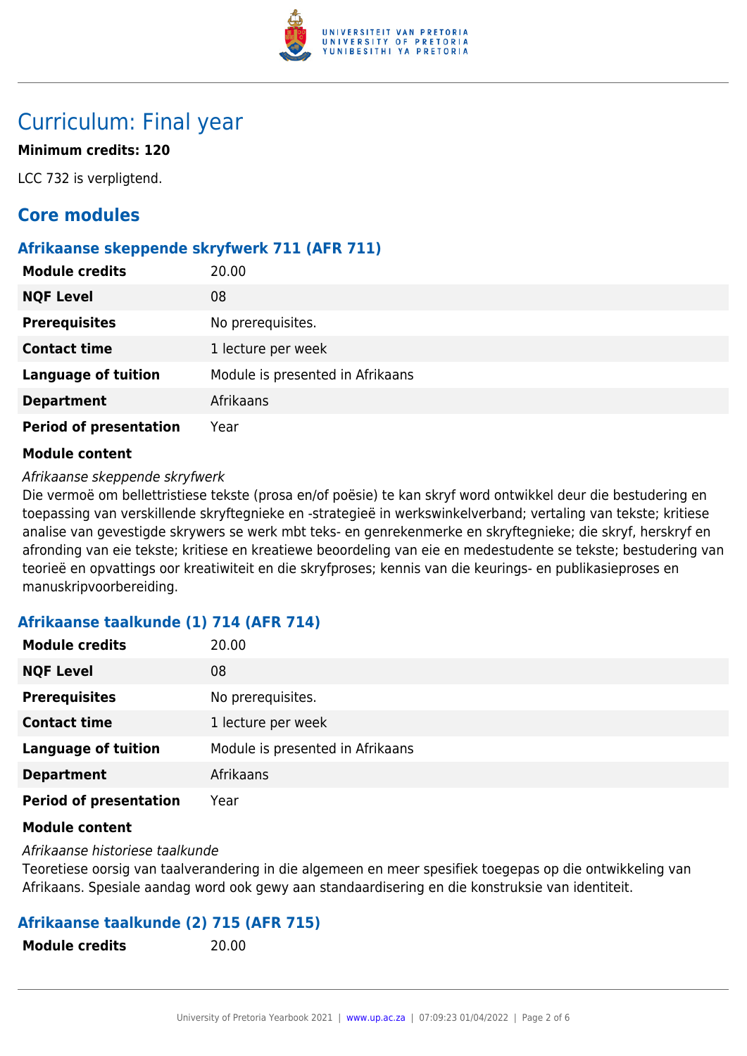# Curriculum: Final year

**Minimum credits: 120**

LCC 732 is verpligtend.

## Core modules

### Afrikaanse skeppende skryfwerk 711 (AFR 711)

| | |
|---|---|
| **Module credits** | 20.00 |
| **NQF Level** | 08 |
| **Prerequisites** | No prerequisites. |
| **Contact time** | 1 lecture per week |
| **Language of tuition** | Module is presented in Afrikaans |
| **Department** | Afrikaans |
| **Period of presentation** | Year |

**Module content**

*Afrikaanse skeppende skryfwerk*

Die vermoë om bellettristiese tekste (prosa en/of poësie) te kan skryf word ontwikkel deur die bestudering en toepassing van verskillende skryftegnieke en -strategieë in werkswinkelverband; vertaling van tekste; kritiese analise van gevestigde skrywers se werk mbt teks- en genrekenmerke en skryftegnieke; die skryf, herskryf en afronding van eie tekste; kritiese en kreatiewe beoordeling van eie en medestudente se tekste; bestudering van teorieë en opvattings oor kreatiwiteit en die skryfproses; kennis van die keurings- en publikasieproses en manuskripvoorbereiding.

### Afrikaanse taalkunde (1) 714 (AFR 714)

| | |
|---|---|
| **Module credits** | 20.00 |
| **NQF Level** | 08 |
| **Prerequisites** | No prerequisites. |
| **Contact time** | 1 lecture per week |
| **Language of tuition** | Module is presented in Afrikaans |
| **Department** | Afrikaans |
| **Period of presentation** | Year |

**Module content**

*Afrikaanse historiese taalkunde*

Teoretiese oorsig van taalverandering in die algemeen en meer spesifiek toegepas op die ontwikkeling van Afrikaans. Spesiale aandag word ook gewy aan standaardisering en die konstruksie van identiteit.

### Afrikaanse taalkunde (2) 715 (AFR 715)

| | |
|---|---|
| **Module credits** | 20.00 |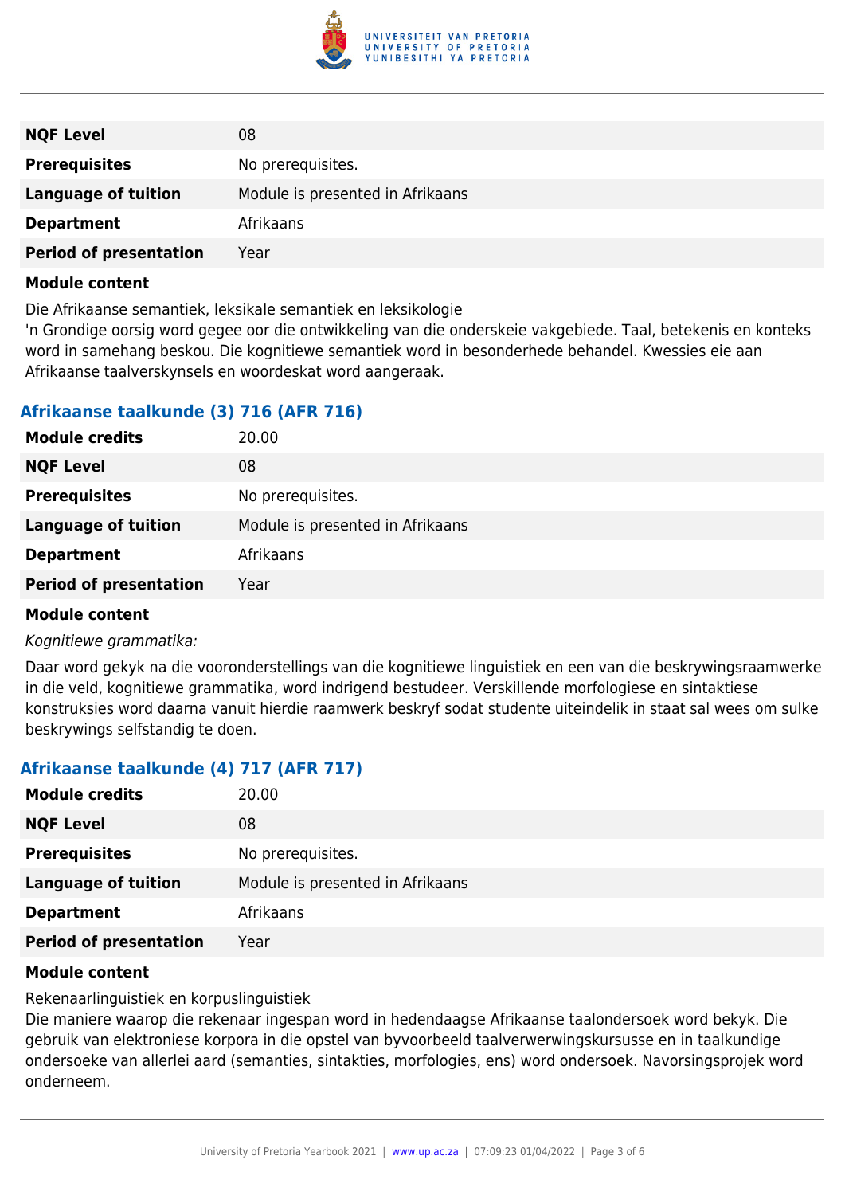| | |
|---|---|
| **NQF Level** | 08 |
| **Prerequisites** | No prerequisites. |
| **Language of tuition** | Module is presented in Afrikaans |
| **Department** | Afrikaans |
| **Period of presentation** | Year |

**Module content**

Die Afrikaanse semantiek, leksikale semantiek en leksikologie
'n Grondige oorsig word gegee oor die ontwikkeling van die onderskeie vakgebiede. Taal, betekenis en konteks word in samehang beskou. Die kognitiewe semantiek word in besonderhede behandel. Kwessies eie aan Afrikaanse taalverskynsels en woordeskat word aangeraak.

### Afrikaanse taalkunde (3) 716 (AFR 716)

| | |
|---|---|
| **Module credits** | 20.00 |
| **NQF Level** | 08 |
| **Prerequisites** | No prerequisites. |
| **Language of tuition** | Module is presented in Afrikaans |
| **Department** | Afrikaans |
| **Period of presentation** | Year |

**Module content**

*Kognitiewe grammatika:*

Daar word gekyk na die vooronderstellings van die kognitiewe linguistiek en een van die beskrywingsraamwerke in die veld, kognitiewe grammatika, word indringend bestudeer. Verskillende morfologiese en sintaktiese konstruksies word daarna vanuit hierdie raamwerk beskryf sodat studente uiteindelik in staat sal wees om sulke beskrywings selfstandig te doen.

### Afrikaanse taalkunde (4) 717 (AFR 717)

| | |
|---|---|
| **Module credits** | 20.00 |
| **NQF Level** | 08 |
| **Prerequisites** | No prerequisites. |
| **Language of tuition** | Module is presented in Afrikaans |
| **Department** | Afrikaans |
| **Period of presentation** | Year |

**Module content**

Rekenaarlinguistiek en korpuslinguistiek
Die maniere waarop die rekenaar ingespan word in hedendaagse Afrikaanse taalondersoek word bekyk. Die gebruik van elektroniese korpora in die opstel van byvoorbeeld taalverwerwingskursusse en in taalkundige ondersoeke van allerlei aard (semanties, sintakties, morfologies, ens) word ondersoek. Navorsingsprojek word onderneem.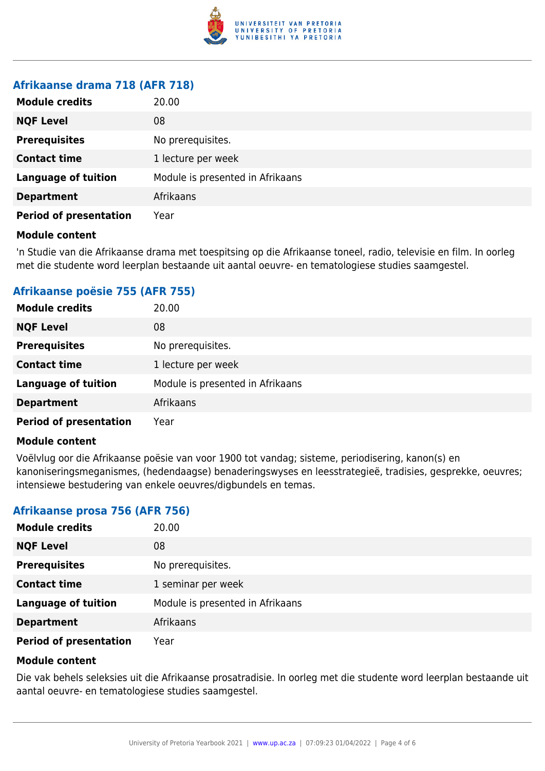### Afrikaanse drama 718 (AFR 718)

| | |
|---|---|
| **Module credits** | 20.00 |
| **NQF Level** | 08 |
| **Prerequisites** | No prerequisites. |
| **Contact time** | 1 lecture per week |
| **Language of tuition** | Module is presented in Afrikaans |
| **Department** | Afrikaans |
| **Period of presentation** | Year |

**Module content**

'n Studie van die Afrikaanse drama met toespitsing op die Afrikaanse toneel, radio, televisie en film. In oorleg met die studente word leerplan bestaande uit aantal oeuvre- en tematologiese studies saamgestel.

### Afrikaanse poësie 755 (AFR 755)

| | |
|---|---|
| **Module credits** | 20.00 |
| **NQF Level** | 08 |
| **Prerequisites** | No prerequisites. |
| **Contact time** | 1 lecture per week |
| **Language of tuition** | Module is presented in Afrikaans |
| **Department** | Afrikaans |
| **Period of presentation** | Year |

**Module content**

Voëlvlug oor die Afrikaanse poësie van voor 1900 tot vandag; sisteme, periodisering, kanon(s) en kanoniseringsmeganismes, (hedendaagse) benaderingswyses en leesstrategieë, tradisies, gesprekke, oeuvres; intensiewe bestudering van enkele oeuvres/digbundels en temas.

### Afrikaanse prosa 756 (AFR 756)

| | |
|---|---|
| **Module credits** | 20.00 |
| **NQF Level** | 08 |
| **Prerequisites** | No prerequisites. |
| **Contact time** | 1 seminar per week |
| **Language of tuition** | Module is presented in Afrikaans |
| **Department** | Afrikaans |
| **Period of presentation** | Year |

**Module content**

Die vak behels seleksies uit die Afrikaanse prosatradisie. In oorleg met die studente word leerplan bestaande uit aantal oeuvre- en tematologiese studies saamgestel.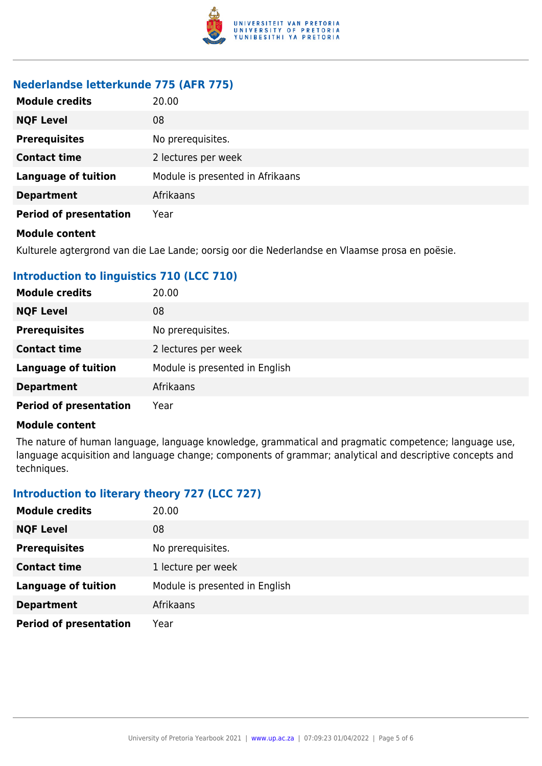### Nederlandse letterkunde 775 (AFR 775)

| | |
|---|---|
| **Module credits** | 20.00 |
| **NQF Level** | 08 |
| **Prerequisites** | No prerequisites. |
| **Contact time** | 2 lectures per week |
| **Language of tuition** | Module is presented in Afrikaans |
| **Department** | Afrikaans |
| **Period of presentation** | Year |

**Module content**

Kulturele agtergrond van die Lae Lande; oorsig oor die Nederlandse en Vlaamse prosa en poësie.

### Introduction to linguistics 710 (LCC 710)

| | |
|---|---|
| **Module credits** | 20.00 |
| **NQF Level** | 08 |
| **Prerequisites** | No prerequisites. |
| **Contact time** | 2 lectures per week |
| **Language of tuition** | Module is presented in English |
| **Department** | Afrikaans |
| **Period of presentation** | Year |

**Module content**

The nature of human language, language knowledge, grammatical and pragmatic competence; language use, language acquisition and language change; components of grammar; analytical and descriptive concepts and techniques.

### Introduction to literary theory 727 (LCC 727)

| | |
|---|---|
| **Module credits** | 20.00 |
| **NQF Level** | 08 |
| **Prerequisites** | No prerequisites. |
| **Contact time** | 1 lecture per week |
| **Language of tuition** | Module is presented in English |
| **Department** | Afrikaans |
| **Period of presentation** | Year |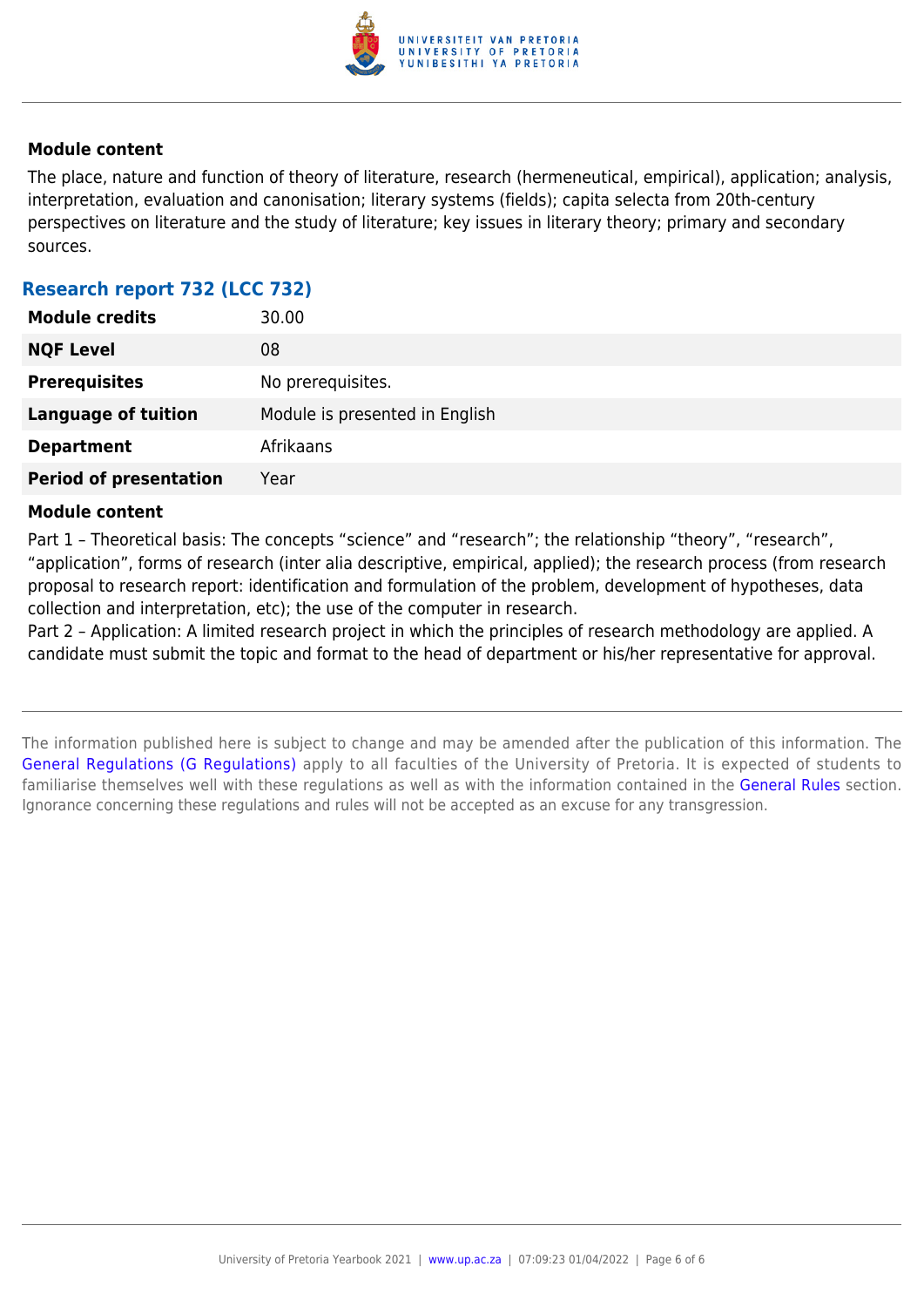**Module content**

The place, nature and function of theory of literature, research (hermeneutical, empirical), application; analysis, interpretation, evaluation and canonisation; literary systems (fields); capita selecta from 20th-century perspectives on literature and the study of literature; key issues in literary theory; primary and secondary sources.

### Research report 732 (LCC 732)

| | |
|---|---|
| **Module credits** | 30.00 |
| **NQF Level** | 08 |
| **Prerequisites** | No prerequisites. |
| **Language of tuition** | Module is presented in English |
| **Department** | Afrikaans |
| **Period of presentation** | Year |

**Module content**

Part 1 – Theoretical basis: The concepts "science" and "research"; the relationship "theory", "research", "application", forms of research (inter alia descriptive, empirical, applied); the research process (from research proposal to research report: identification and formulation of the problem, development of hypotheses, data collection and interpretation, etc); the use of the computer in research.
Part 2 – Application: A limited research project in which the principles of research methodology are applied. A candidate must submit the topic and format to the head of department or his/her representative for approval.

The information published here is subject to change and may be amended after the publication of this information. The General Regulations (G Regulations) apply to all faculties of the University of Pretoria. It is expected of students to familiarise themselves well with these regulations as well as with the information contained in the General Rules section. Ignorance concerning these regulations and rules will not be accepted as an excuse for any transgression.